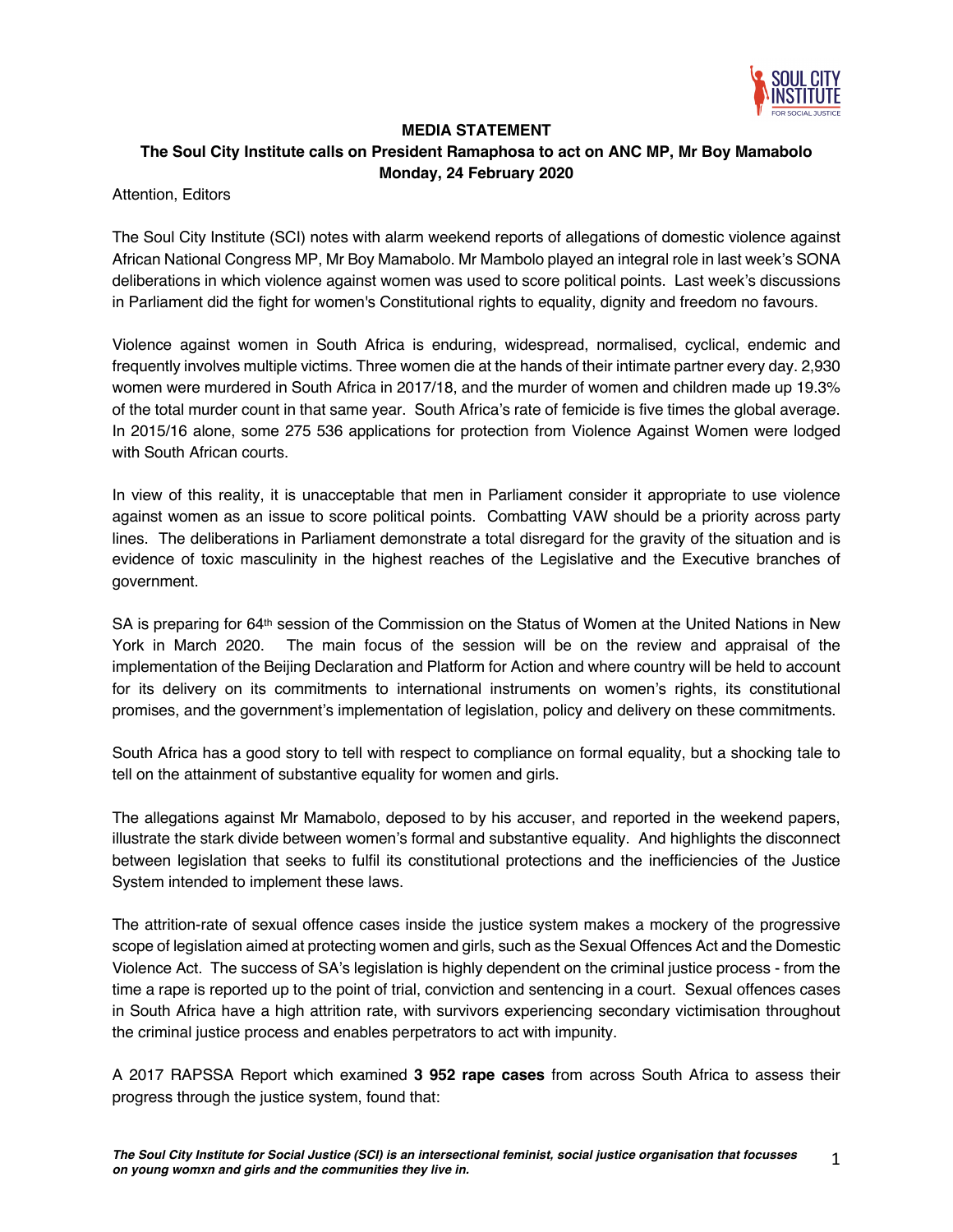**MEDIA STATEMENT**

**The Soul City Institute calls on President Ramaphosa to act on ANC MP, Mr Boy Mamabolo**

**Monday, 24 February 2020**

Attention, Editors

The Soul City Institute (SCI) notes with alarm weekend reports of allegations of domestic violence against African National Congress MP, Mr Boy Mamabolo. Mr Mambolo played an integral role in last week's SONA deliberations in which violence against women was used to score political points. Last week's discussions in Parliament did the fight for women's Constitutional rights to equality, dignity and freedom no favours.

Violence against women in South Africa is enduring, widespread, normalised, cyclical, endemic and frequently involves multiple victims. Three women die at the hands of their intimate partner every day. 2,930 women were murdered in South Africa in 2017/18, and the murder of women and children made up 19.3% of the total murder count in that same year. South Africa's rate of femicide is five times the global average. In 2015/16 alone, some 275 536 applications for protection from Violence Against Women were lodged with South African courts.

In view of this reality, it is unacceptable that men in Parliament consider it appropriate to use violence against women as an issue to score political points. Combatting VAW should be a priority across party lines. The deliberations in Parliament demonstrate a total disregard for the gravity of the situation and is evidence of toxic masculinity in the highest reaches of the Legislative and the Executive branches of government.

SA is preparing for 64th session of the Commission on the Status of Women at the United Nations in New York in March 2020. The main focus of the session will be on the review and appraisal of the implementation of the Beijing Declaration and Platform for Action and where country will be held to account for its delivery on its commitments to international instruments on women's rights, its constitutional promises, and the government's implementation of legislation, policy and delivery on these commitments.

South Africa has a good story to tell with respect to compliance on formal equality, but a shocking tale to tell on the attainment of substantive equality for women and girls.

The allegations against Mr Mamabolo, deposed to by his accuser, and reported in the weekend papers, illustrate the stark divide between women's formal and substantive equality. And highlights the disconnect between legislation that seeks to fulfil its constitutional protections and the inefficiencies of the Justice System intended to implement these laws.

The attrition-rate of sexual offence cases inside the justice system makes a mockery of the progressive scope of legislation aimed at protecting women and girls, such as the Sexual Offences Act and the Domestic Violence Act. The success of SA's legislation is highly dependent on the criminal justice process - from the time a rape is reported up to the point of trial, conviction and sentencing in a court. Sexual offences cases in South Africa have a high attrition rate, with survivors experiencing secondary victimisation throughout the criminal justice process and enables perpetrators to act with impunity.

A 2017 RAPSSA Report which examined **3 952 rape cases** from across South Africa to assess their progress through the justice system, found that:

***The Soul City Institute for Social Justice (SCI) is an intersectional feminist, social justice organisation that focusses on young womxn and girls and the communities they live in.***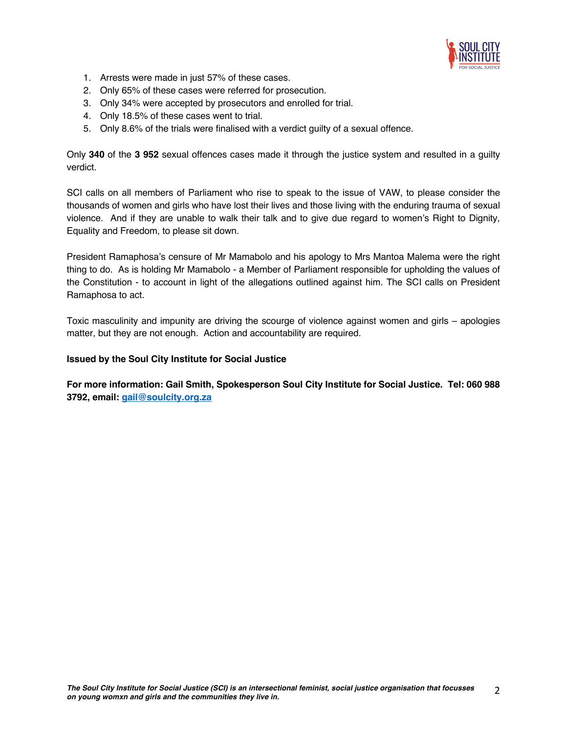1. Arrests were made in just 57% of these cases.
2. Only 65% of these cases were referred for prosecution.
3. Only 34% were accepted by prosecutors and enrolled for trial.
4. Only 18.5% of these cases went to trial.
5. Only 8.6% of the trials were finalised with a verdict guilty of a sexual offence.

Only **340** of the **3 952** sexual offences cases made it through the justice system and resulted in a guilty verdict.

SCI calls on all members of Parliament who rise to speak to the issue of VAW, to please consider the thousands of women and girls who have lost their lives and those living with the enduring trauma of sexual violence. And if they are unable to walk their talk and to give due regard to women's Right to Dignity, Equality and Freedom, to please sit down.

President Ramaphosa's censure of Mr Mamabolo and his apology to Mrs Mantoa Malema were the right thing to do. As is holding Mr Mamabolo - a Member of Parliament responsible for upholding the values of the Constitution - to account in light of the allegations outlined against him. The SCI calls on President Ramaphosa to act.

Toxic masculinity and impunity are driving the scourge of violence against women and girls – apologies matter, but they are not enough. Action and accountability are required.

**Issued by the Soul City Institute for Social Justice**

**For more information: Gail Smith, Spokesperson Soul City Institute for Social Justice. Tel: 060 988 3792, email: gail@soulcity.org.za**

***The Soul City Institute for Social Justice (SCI) is an intersectional feminist, social justice organisation that focusses on young womxn and girls and the communities they live in.***